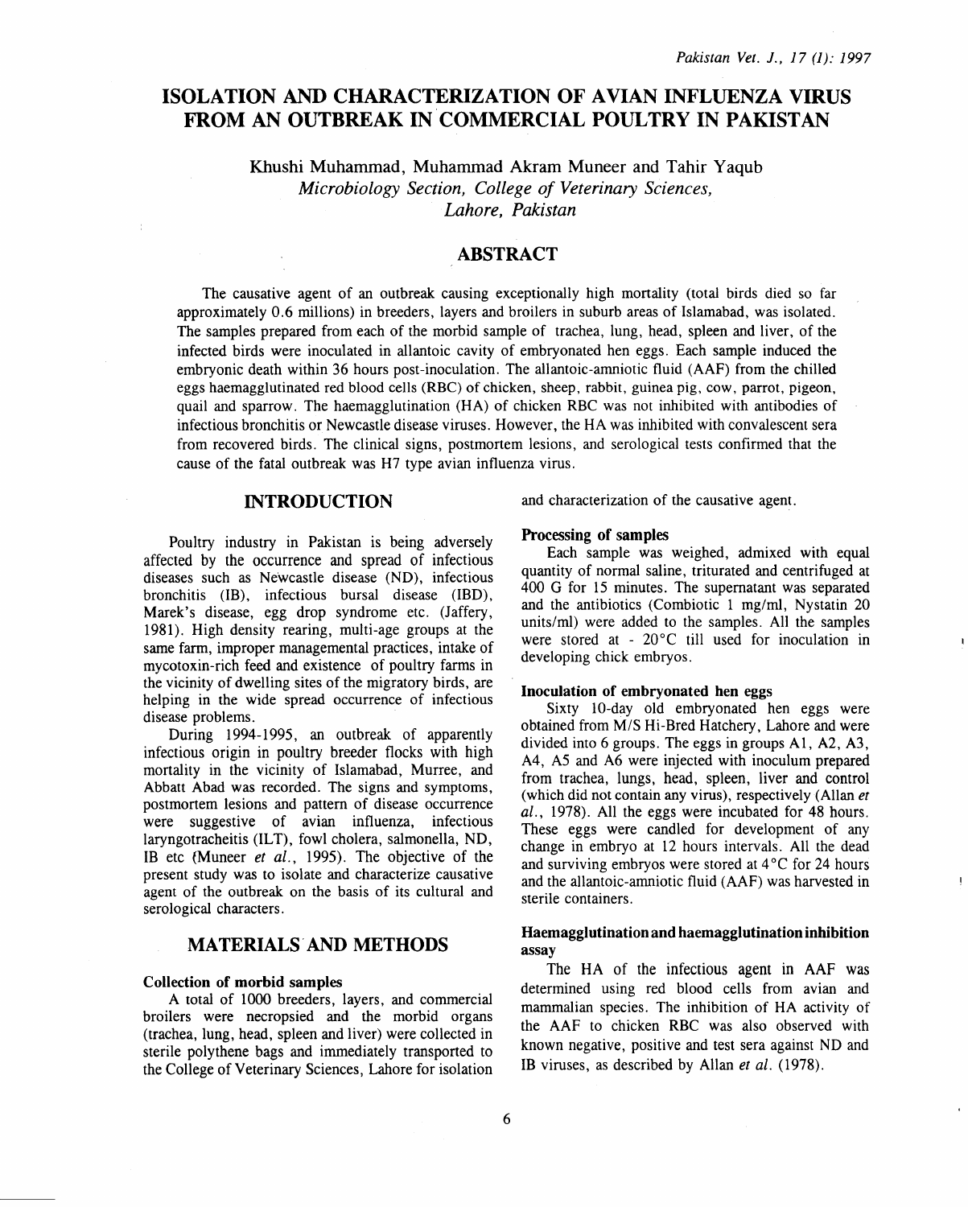# ISOLATION AND CHARACTERIZATION OF AVIAN INFLUENZA VIRUS FROM AN OUTBREAK IN COMMERCIAL POULTRY IN PAKISTAN

Khushi Muhammad, Muhammad Akram Muneer and Tahir Yaqub

*Microbiology Section, College of Veterinary Sciences, Lahore, Pakistan*

## ABSTRACT

The causative agent of an outbreak causing exceptionally high mortality (total birds died so far approximately 0.6 millions) in breeders, layers and broilers in suburb areas of Islamabad, was isolated. The samples prepared from each of the morbid sample of trachea, lung, head, spleen and liver, of the infected birds were inoculated in allantoic cavity of embryonated hen eggs. Each sample induced the embryonic death within 36 hours post-inoculation. The allantoic-amniotic fluid (AAF) from the chilled eggs haemagglutinated red blood cells (RBC) of chicken, sheep, rabbit, guinea pig, cow, parrot, pigeon, quail and sparrow. The haemagglutination (HA) of chicken RBC was not inhibited with antibodies of infectious bronchitis or Newcastle disease viruses. However, the HA was inhibited with convalescent sera from recovered birds. The clinical signs, postmortem lesions, and serological tests confirmed that the cause of the fatal outbreak was H7 type avian influenza virus.

## INTRODUCTION

Poultry industry in Pakistan is being adversely affected by the occurrence and spread of infectious diseases such as Newcastle disease (ND), infectious bronchitis (IB), infectious bursal disease (IBD), Marek's disease, egg drop syndrome etc. (Jaffery, 1981). High density rearing, multi-age groups at the same farm, improper managemental practices, intake of mycotoxin-rich feed and existence of poultry farms in the vicinity of dwelling sites of the migratory birds, are helping in the wide spread occurrence of infectious disease problems.

During 1994-1995, an outbreak of apparently infectious origin in poultry breeder flocks with high mortality in the vicinity of Islamabad, Murree, and Abbatt Abad was recorded. The signs and symptoms, postmortem lesions and pattern of disease occurrence were suggestive of avian influenza, infectious laryngotracheitis (ILT), fowl cholera, salmonella, ND, IB etc (Muneer *et al.*, 1995). The objective of the present study was to isolate and characterize causative agent of the outbreak on the basis of its cultural and serological characters.

## MATERIALS AND METHODS

### Collection of morbid samples

A total of 1000 breeders, layers, and commercial broilers were necropsied and the morbid organs (trachea, lung, head, spleen and liver) were collected in sterile polythene bags and immediately transported to the College of Veterinary Sciences, Lahore for isolation and characterization of the causative agent.

### Processing of samples

Each sample was weighed, admixed with equal quantity of normal saline, triturated and centrifuged at 400 G for 15 minutes. The supernatant was separated and the antibiotics (Combiotic 1 mg/ml, Nystatin 20 units/ml) were added to the samples. All the samples were stored at - 20°C till used for inoculation in developing chick embryos.

### Inoculation of embryonated hen eggs

Sixty 10-day old embryonated hen eggs were obtained from M/S Hi-Bred Hatchery, Lahore and were divided into 6 groups. The eggs in groups A1, A2, A3, A4, A5 and A6 were injected with inoculum prepared from trachea, lungs, head, spleen, liver and control (which did not contain any virus), respectively (Allan *et al.*, 1978). All the eggs were incubated for 48 hours. These eggs were candled for development of any change in embryo at 12 hours intervals. All the dead and surviving embryos were stored at 4°C for 24 hours and the allantoic-amniotic fluid (AAF) was harvested in sterile containers.

### Haemagglutination and haemagglutination inhibition assay

The HA of the infectious agent in AAF was determined using red blood cells from avian and mammalian species. The inhibition of HA activity of the AAF to chicken RBC was also observed with known negative, positive and test sera against ND and IB viruses, as described by Allan *et al.* (1978).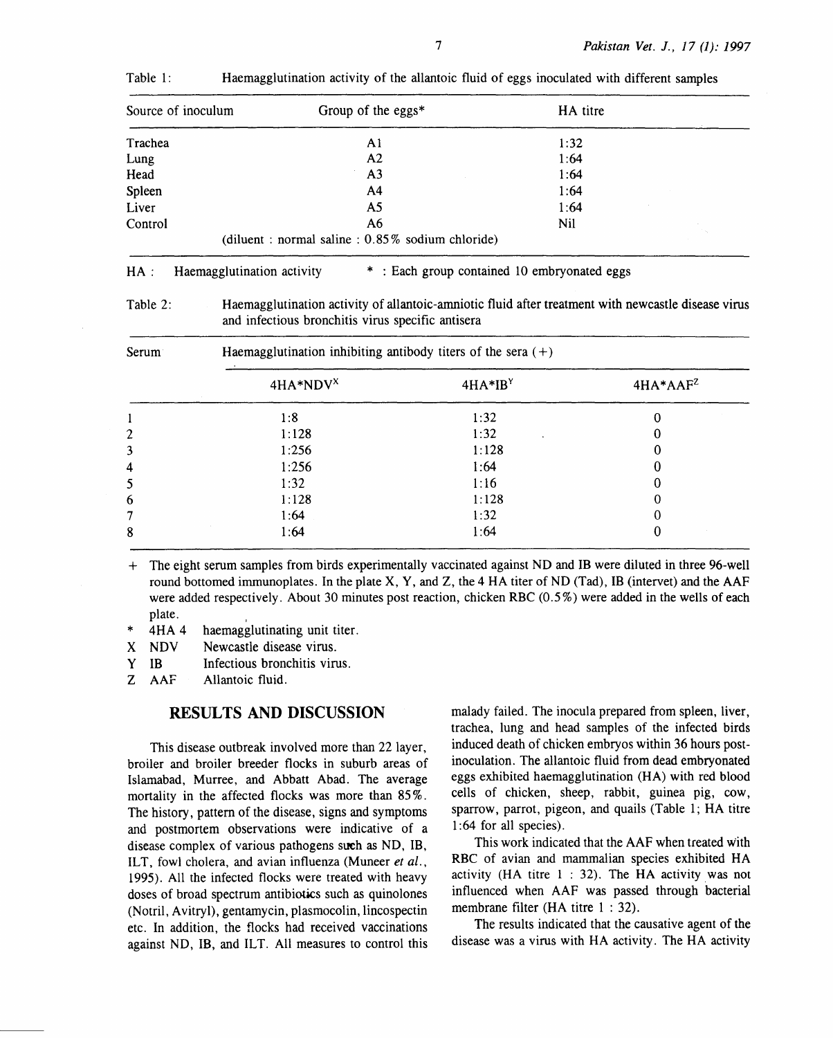Table 1: Haemagglutination activity of the allantoic fluid of eggs inoculated with different samples

| Source of inoculum | Group of the eggs* | HA titre |
|---|---|---|
| Trachea | A1 | 1:32 |
| Lung | A2 | 1:64 |
| Head | A3 | 1:64 |
| Spleen | A4 | 1:64 |
| Liver | A5 | 1:64 |
| Control | A6 (diluent : normal saline : 0.85% sodium chloride) | Nil |

HA : Haemagglutination activity * : Each group contained 10 embryonated eggs

Table 2: Haemagglutination activity of allantoic-amniotic fluid after treatment with newcastle disease virus and infectious bronchitis virus specific antisera

| Serum | Haemagglutination inhibiting antibody titers of the sera (+) | | |
|---|---|---|---|
| | 4HA*NDV[X] | 4HA*IB[Y] | 4HA*AAF[Z] |
| 1 | 1:8 | 1:32 | 0 |
| 2 | 1:128 | 1:32 | 0 |
| 3 | 1:256 | 1:128 | 0 |
| 4 | 1:256 | 1:64 | 0 |
| 5 | 1:32 | 1:16 | 0 |
| 6 | 1:128 | 1:128 | 0 |
| 7 | 1:64 | 1:32 | 0 |
| 8 | 1:64 | 1:64 | 0 |

\+ The eight serum samples from birds experimentally vaccinated against ND and IB were diluted in three 96-well round bottomed immunoplates. In the plate X, Y, and Z, the 4 HA titer of ND (Tad), IB (intervet) and the AAF were added respectively. About 30 minutes post reaction, chicken RBC (0.5%) were added in the wells of each plate.

\* 4HA 4 haemagglutinating unit titer.

X NDV Newcastle disease virus.

Y IB Infectious bronchitis virus.

Z AAF Allantoic fluid.

## RESULTS AND DISCUSSION

This disease outbreak involved more than 22 layer, broiler and broiler breeder flocks in suburb areas of Islamabad, Murree, and Abbatt Abad. The average mortality in the affected flocks was more than 85%. The history, pattern of the disease, signs and symptoms and postmortem observations were indicative of a disease complex of various pathogens such as ND, IB, ILT, fowl cholera, and avian influenza (Muneer *et al.*, 1995). All the infected flocks were treated with heavy doses of broad spectrum antibiotics such as quinolones (Notril, Avitryl), gentamycin, plasmocolin, lincospectin etc. In addition, the flocks had received vaccinations against ND, IB, and ILT. All measures to control this malady failed. The inocula prepared from spleen, liver, trachea, lung and head samples of the infected birds induced death of chicken embryos within 36 hours post-inoculation. The allantoic fluid from dead embryonated eggs exhibited haemagglutination (HA) with red blood cells of chicken, sheep, rabbit, guinea pig, cow, sparrow, parrot, pigeon, and quails (Table 1; HA titre 1:64 for all species).

This work indicated that the AAF when treated with RBC of avian and mammalian species exhibited HA activity (HA titre 1 : 32). The HA activity was not influenced when AAF was passed through bacterial membrane filter (HA titre 1 : 32).

The results indicated that the causative agent of the disease was a virus with HA activity. The HA activity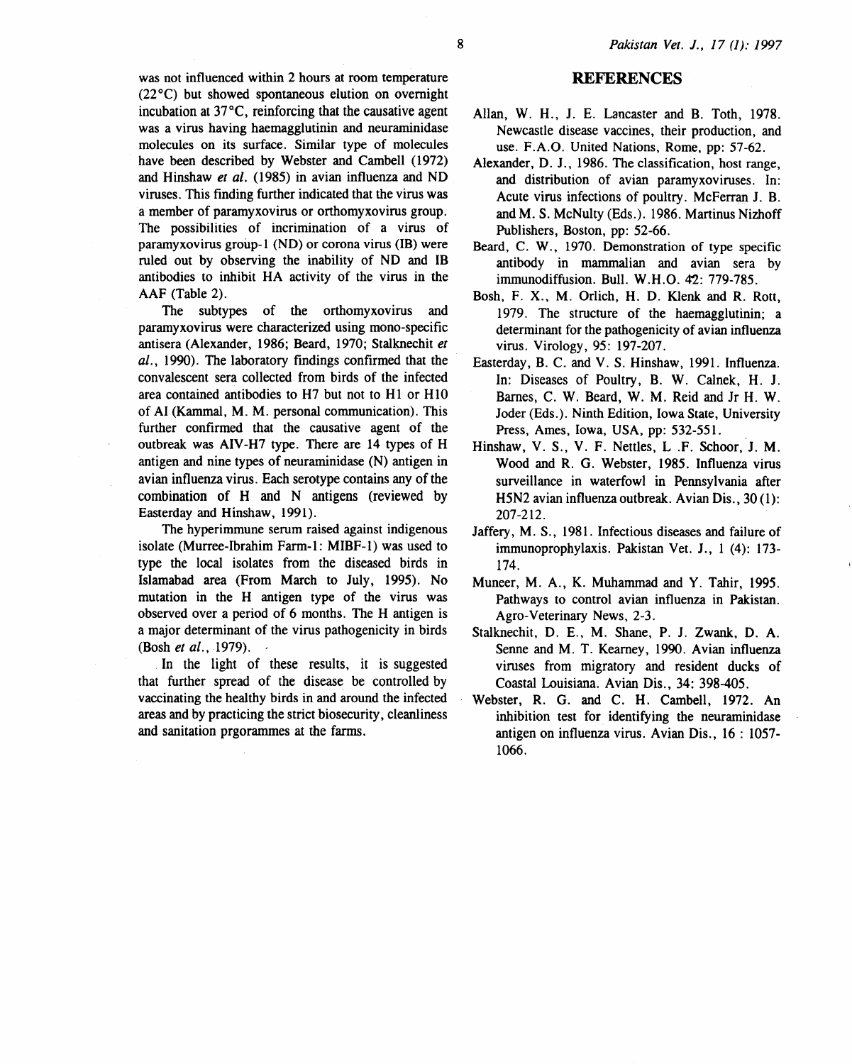was not influenced within 2 hours at room temperature (22°C) but showed spontaneous elution on overnight incubation at 37°C, reinforcing that the causative agent was a virus having haemagglutinin and neuraminidase molecules on its surface. Similar type of molecules have been described by Webster and Cambell (1972) and Hinshaw *et al.* (1985) in avian influenza and ND viruses. This finding further indicated that the virus was a member of paramyxovirus or orthomyxovirus group. The possibilities of incrimination of a virus of paramyxovirus group-1 (ND) or corona virus (IB) were ruled out by observing the inability of ND and IB antibodies to inhibit HA activity of the virus in the AAF (Table 2).

The subtypes of the orthomyxovirus and paramyxovirus were characterized using mono-specific antisera (Alexander, 1986; Beard, 1970; Stalknechit *et al.*, 1990). The laboratory findings confirmed that the convalescent sera collected from birds of the infected area contained antibodies to H7 but not to H1 or H10 of AI (Kammal, M. M. personal communication). This further confirmed that the causative agent of the outbreak was AIV-H7 type. There are 14 types of H antigen and nine types of neuraminidase (N) antigen in avian influenza virus. Each serotype contains any of the combination of H and N antigens (reviewed by Easterday and Hinshaw, 1991).

The hyperimmune serum raised against indigenous isolate (Murree-Ibrahim Farm-1: MIBF-1) was used to type the local isolates from the diseased birds in Islamabad area (From March to July, 1995). No mutation in the H antigen type of the virus was observed over a period of 6 months. The H antigen is a major determinant of the virus pathogenicity in birds (Bosh *et al.*, 1979).

In the light of these results, it is suggested that further spread of the disease be controlled by vaccinating the healthy birds in and around the infected areas and by practicing the strict biosecurity, cleanliness and sanitation prgorammes at the farms.

## REFERENCES

Allan, W. H., J. E. Lancaster and B. Toth, 1978. Newcastle disease vaccines, their production, and use. F.A.O. United Nations, Rome, pp: 57-62.

Alexander, D. J., 1986. The classification, host range, and distribution of avian paramyxoviruses. In: Acute virus infections of poultry. McFerran J. B. and M. S. McNulty (Eds.). 1986. Martinus Nizhoff Publishers, Boston, pp: 52-66.

Beard, C. W., 1970. Demonstration of type specific antibody in mammalian and avian sera by immunodiffusion. Bull. W.H.O. 42: 779-785.

Bosh, F. X., M. Orlich, H. D. Klenk and R. Rott, 1979. The structure of the haemagglutinin; a determinant for the pathogenicity of avian influenza virus. Virology, 95: 197-207.

Easterday, B. C. and V. S. Hinshaw, 1991. Influenza. In: Diseases of Poultry, B. W. Calnek, H. J. Barnes, C. W. Beard, W. M. Reid and Jr H. W. Joder (Eds.). Ninth Edition, Iowa State, University Press, Ames, Iowa, USA, pp: 532-551.

Hinshaw, V. S., V. F. Nettles, L .F. Schoor, J. M. Wood and R. G. Webster, 1985. Influenza virus surveillance in waterfowl in Pennsylvania after H5N2 avian influenza outbreak. Avian Dis., 30 (1): 207-212.

Jaffery, M. S., 1981. Infectious diseases and failure of immunoprophylaxis. Pakistan Vet. J., 1 (4): 173-174.

Muneer, M. A., K. Muhammad and Y. Tahir, 1995. Pathways to control avian influenza in Pakistan. Agro-Veterinary News, 2-3.

Stalknechit, D. E., M. Shane, P. J. Zwank, D. A. Senne and M. T. Kearney, 1990. Avian influenza viruses from migratory and resident ducks of Coastal Louisiana. Avian Dis., 34: 398-405.

Webster, R. G. and C. H. Cambell, 1972. An inhibition test for identifying the neuraminidase antigen on influenza virus. Avian Dis., 16 : 1057-1066.